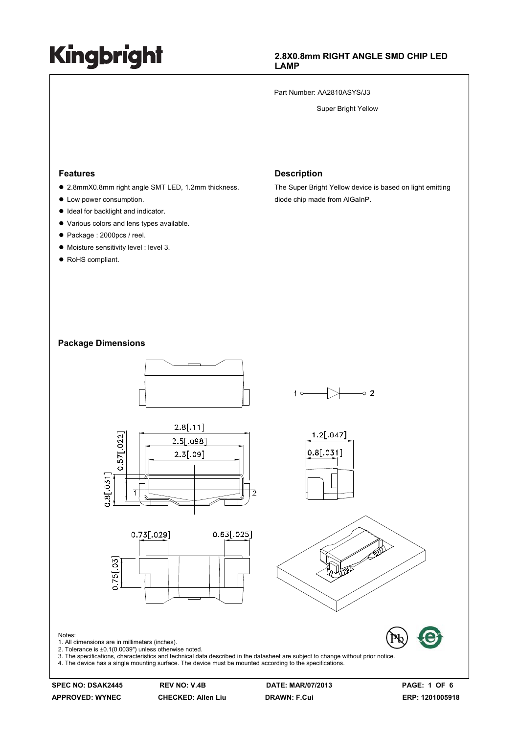Kingbright

## 2.8X0.8mm RIGHT ANGLE SMD CHIP LED LAMP

Part Number: AA2810ASYS/J3

Super Bright Yellow

### Features

- 2.8mmX0.8mm right angle SMT LED, 1.2mm thickness.
- Low power consumption.
- Ideal for backlight and indicator.
- Various colors and lens types available.
- Package : 2000pcs / reel.
- Moisture sensitivity level : level 3.
- RoHS compliant.

### Description

The Super Bright Yellow device is based on light emitting diode chip made from AlGaInP.

### Package Dimensions

Notes:
1. All dimensions are in millimeters (inches).
2. Tolerance is ±0.1(0.0039") unless otherwise noted.
3. The specifications, characteristics and technical data described in the datasheet are subject to change without prior notice.
4. The device has a single mounting surface. The device must be mounted according to the specifications.

| SPEC NO: DSAK2445 | REV NO: V.4B | DATE: MAR/07/2013 | |
|---|---|---|---|
| APPROVED: WYNEC | CHECKED: Allen Liu | DRAWN: F.Cui | ERP: 1201005918 |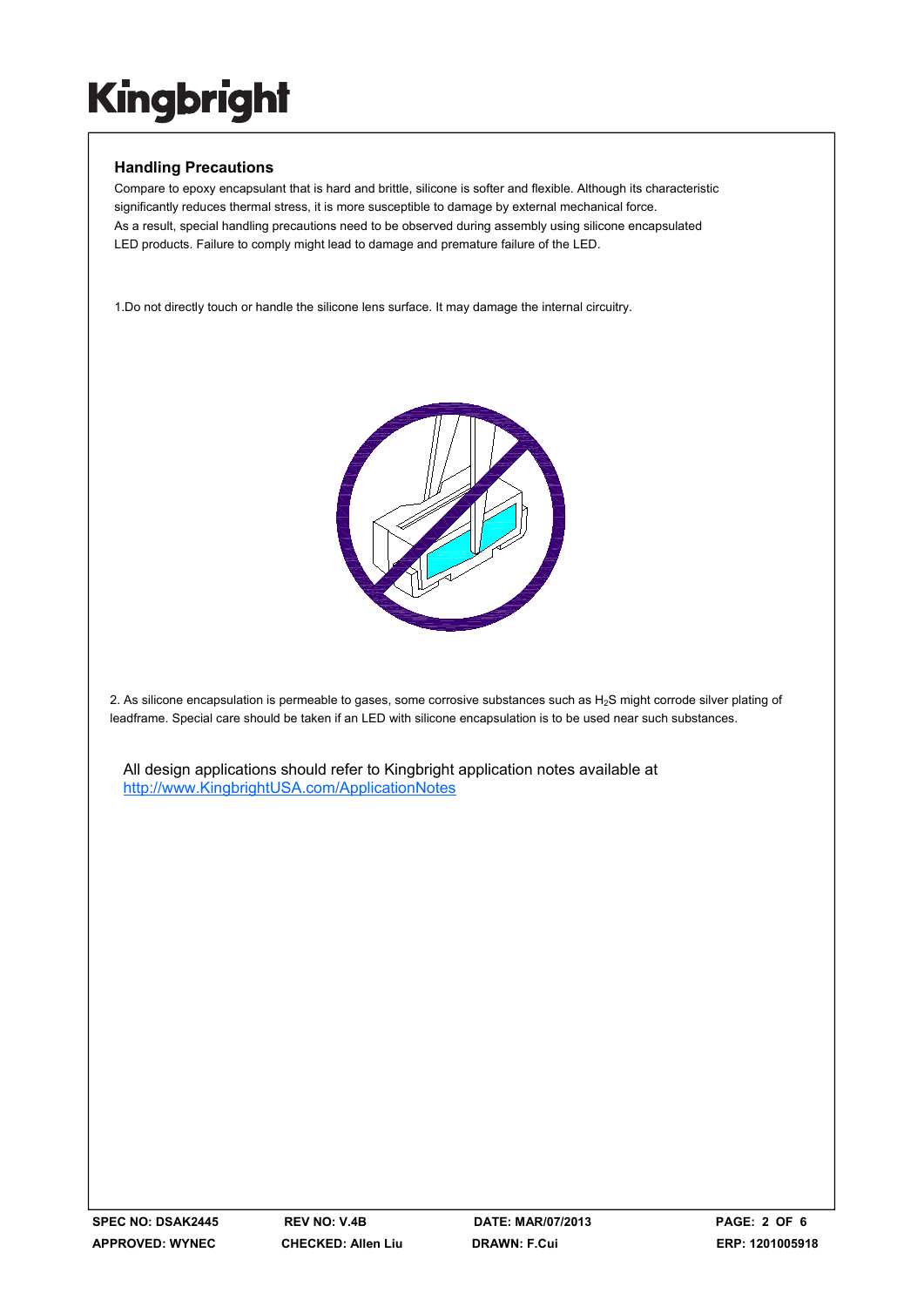## Handling Precautions

Compare to epoxy encapsulant that is hard and brittle, silicone is softer and flexible. Although its characteristic significantly reduces thermal stress, it is more susceptible to damage by external mechanical force. As a result, special handling precautions need to be observed during assembly using silicone encapsulated LED products. Failure to comply might lead to damage and premature failure of the LED.

1.Do not directly touch or handle the silicone lens surface. It may damage the internal circuitry.

2. As silicone encapsulation is permeable to gases, some corrosive substances such as $H_2S$ might corrode silver plating of leadframe. Special care should be taken if an LED with silicone encapsulation is to be used near such substances.

All design applications should refer to Kingbright application notes available at
http://www.KingbrightUSA.com/ApplicationNotes

| SPEC NO: DSAK2445 | REV NO: V.4B | DATE: MAR/07/2013 | PAGE: 2 OF 6 |
| --- | --- | --- | --- |
| APPROVED: WYNEC | CHECKED: Allen Liu | DRAWN: F.Cui | ERP: 1201005918 |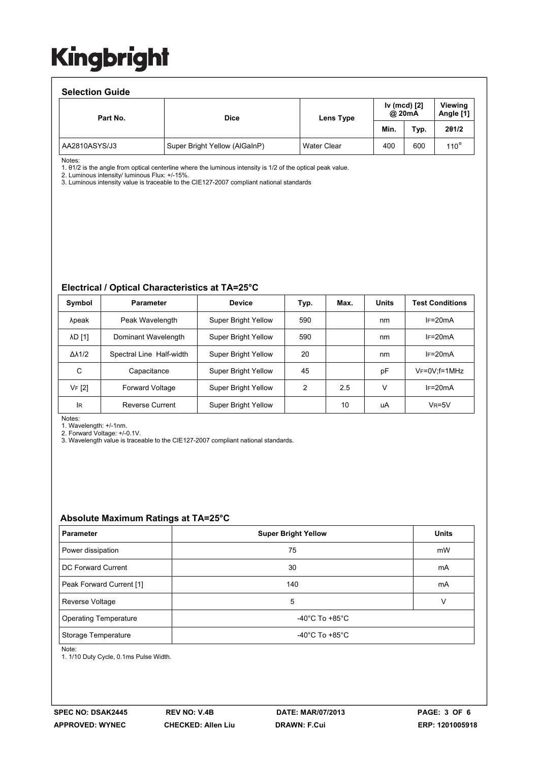# Kingbright

## Selection Guide

| Part No. | Dice | Lens Type | Iv (mcd) [2] @ 20mA | | Viewing Angle [1] |
|---|---|---|---|---|---|
| | | | Min. | Typ. | 2θ1/2 |
| AA2810ASYS/J3 | Super Bright Yellow (AlGaInP) | Water Clear | 400 | 600 | 110° |

Notes:
1. θ1/2 is the angle from optical centerline where the luminous intensity is 1/2 of the optical peak value.
2. Luminous intensity/ luminous Flux: +/-15%.
3. Luminous intensity value is traceable to the CIE127-2007 compliant national standards

## Electrical / Optical Characteristics at TA=25°C

| Symbol | Parameter | Device | Typ. | Max. | Units | Test Conditions |
|---|---|---|---|---|---|---|
| λpeak | Peak Wavelength | Super Bright Yellow | 590 | | nm | $I_F$=20mA |
| λD [1] | Dominant Wavelength | Super Bright Yellow | 590 | | nm | $I_F$=20mA |
| Δλ1/2 | Spectral Line Half-width | Super Bright Yellow | 20 | | nm | $I_F$=20mA |
| C | Capacitance | Super Bright Yellow | 45 | | pF | $V_F$=0V;f=1MHz |
| $V_F$ [2] | Forward Voltage | Super Bright Yellow | 2 | 2.5 | V | $I_F$=20mA |
| $I_R$ | Reverse Current | Super Bright Yellow | | 10 | uA | $V_R$=5V |

Notes:
1. Wavelength: +/-1nm.
2. Forward Voltage: +/-0.1V.
3. Wavelength value is traceable to the CIE127-2007 compliant national standards.

## Absolute Maximum Ratings at TA=25°C

| Parameter | Super Bright Yellow | Units |
|---|---|---|
| Power dissipation | 75 | mW |
| DC Forward Current | 30 | mA |
| Peak Forward Current [1] | 140 | mA |
| Reverse Voltage | 5 | V |
| Operating Temperature | -40°C To +85°C | |
| Storage Temperature | -40°C To +85°C | |

Note:
1. 1/10 Duty Cycle, 0.1ms Pulse Width.

SPEC NO: DSAK2445 | REV NO: V.4B | DATE: MAR/07/2013
APPROVED: WYNEC | CHECKED: Allen Liu | DRAWN: F.Cui | ERP: 1201005918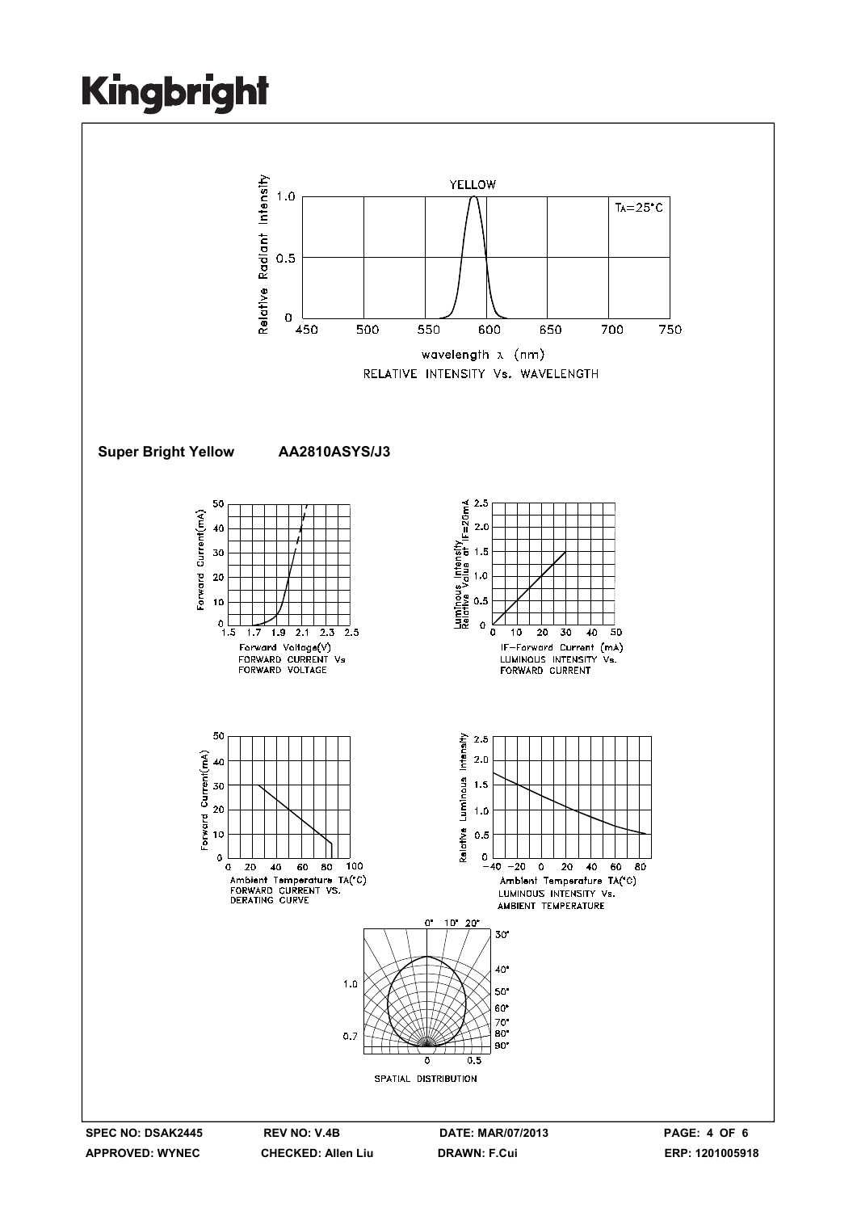YELLOW

$T_A=25°C$

RELATIVE INTENSITY Vs. WAVELENGTH

**Super Bright Yellow AA2810ASYS/J3**

FORWARD CURRENT Vs FORWARD VOLTAGE

LUMINOUS INTENSITY Vs. FORWARD CURRENT

FORWARD CURRENT VS. DERATING CURVE

LUMINOUS INTENSITY Vs. AMBIENT TEMPERATURE

SPATIAL DISTRIBUTION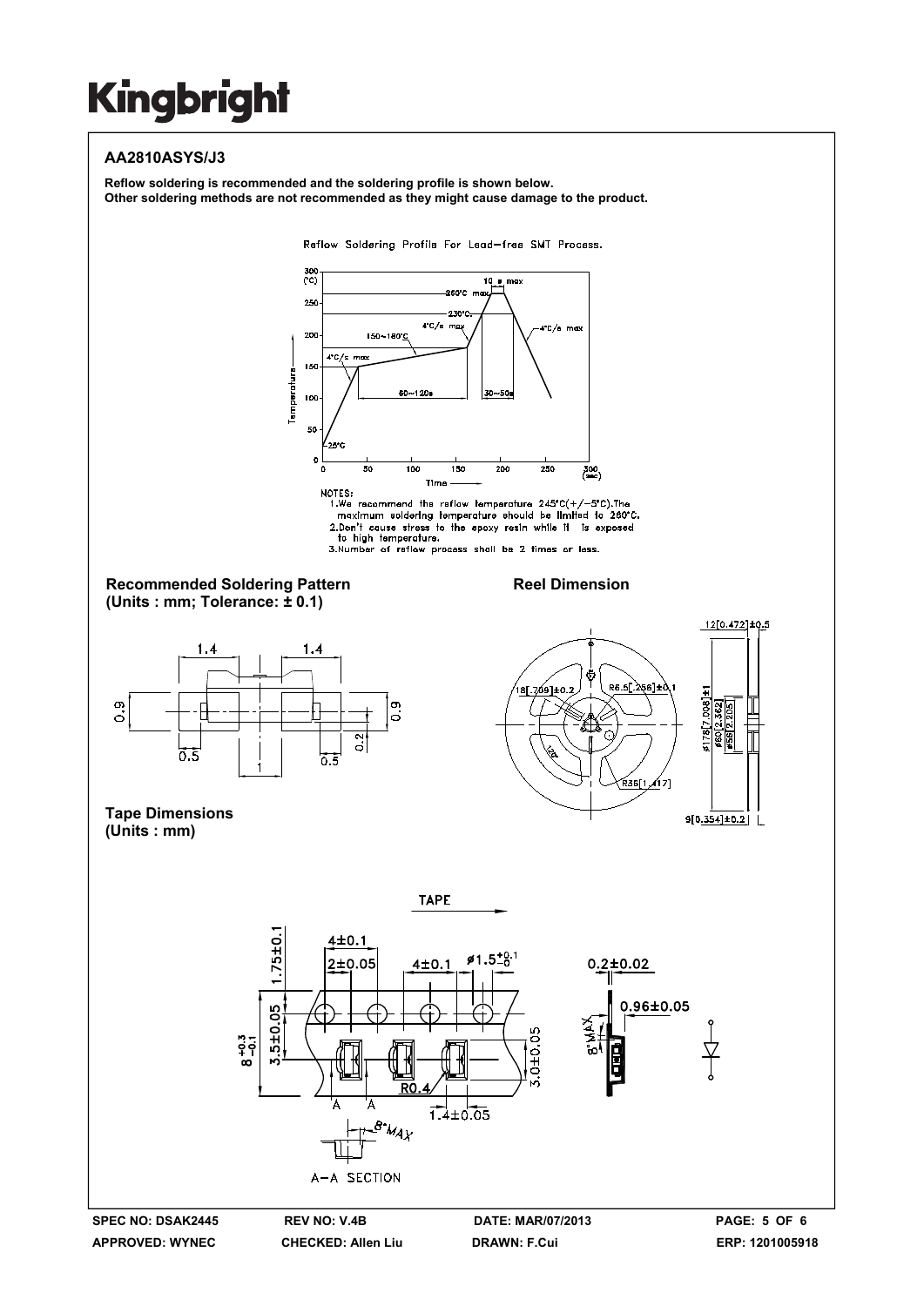## AA2810ASYS/J3

**Reflow soldering is recommended and the soldering profile is shown below.**
**Other soldering methods are not recommended as they might cause damage to the product.**

Reflow Soldering Profile For Lead-free SMT Process.

NOTES:
1. We recommend the reflow temperature 245°C(+/-5°C).The maximum soldering temperature should be limited to 260°C.
2. Don't cause stress to the epoxy resin while it is exposed to high temperature.
3. Number of reflow process shall be 2 times or less.

**Recommended Soldering Pattern**
**(Units : mm; Tolerance: ± 0.1)**

**Reel Dimension**

**Tape Dimensions**
**(Units : mm)**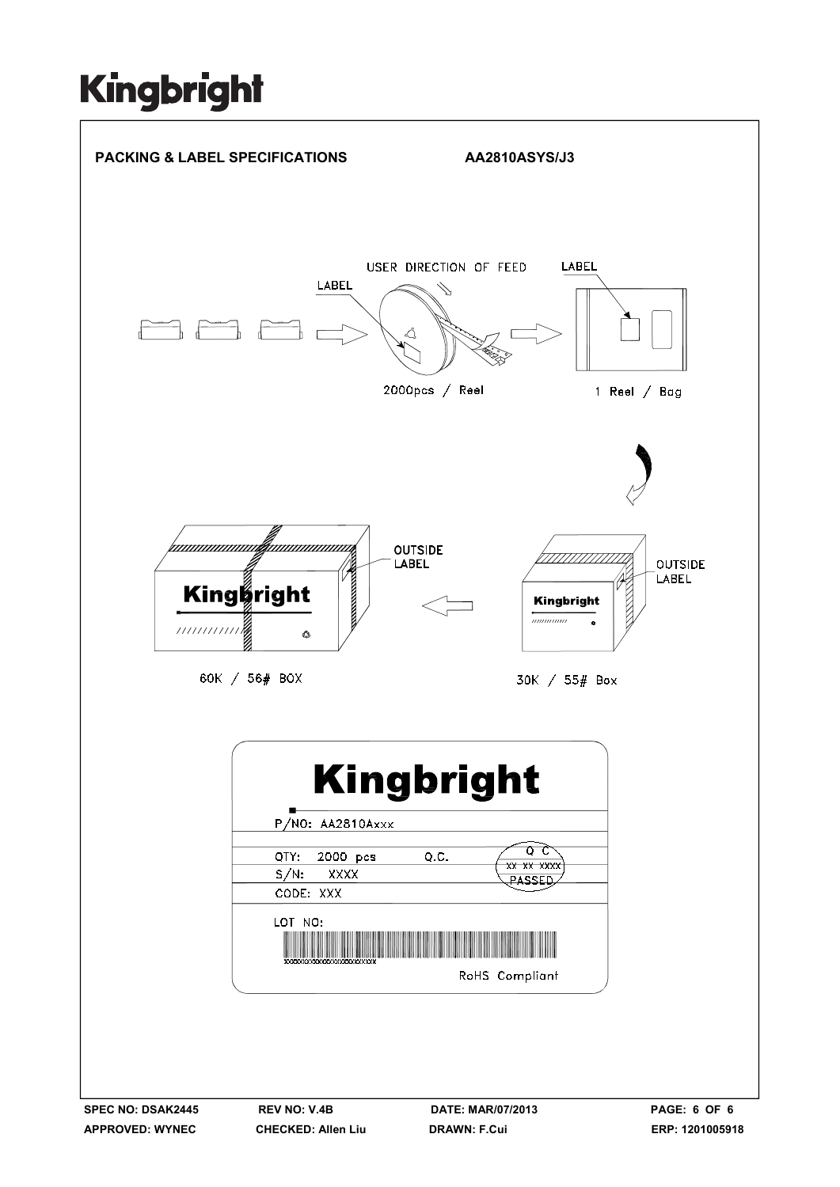## PACKING & LABEL SPECIFICATIONS AA2810ASYS/J3

USER DIRECTION OF FEED

LABEL

LABEL

2000pcs / Reel

1 Reel / Bag

OUTSIDE LABEL

OUTSIDE LABEL

60K / 56# BOX

30K / 55# Box

Kingbright

P/NO: AA2810Axxx

QTY: 2000 pcs Q.C.

S/N: XXXX

CODE: XXX

Q C XX XX XXXX PASSED

LOT NO:

RoHS Compliant

SPEC NO: DSAK2445 REV NO: V.4B DATE: MAR/07/2013
APPROVED: WYNEC CHECKED: Allen Liu DRAWN: F.Cui ERP: 1201005918